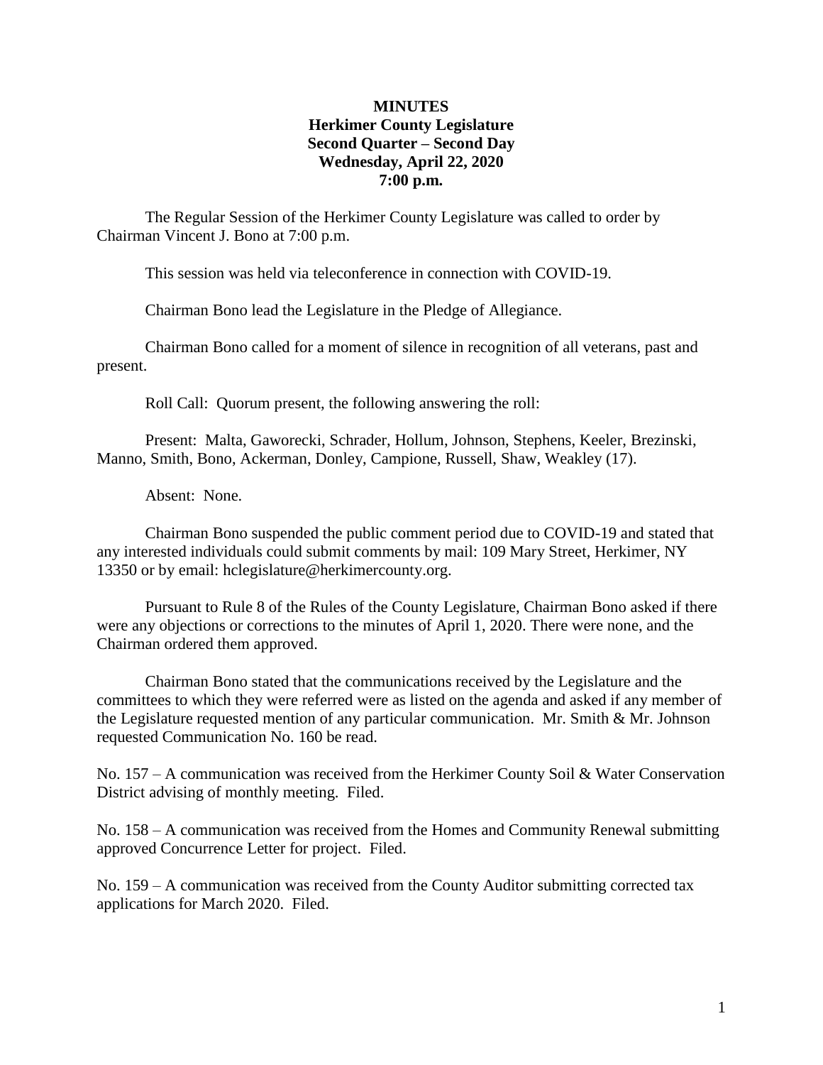**MINUTES**
**Herkimer County Legislature**
**Second Quarter – Second Day**
**Wednesday, April 22, 2020**
**7:00 p.m.**

The Regular Session of the Herkimer County Legislature was called to order by Chairman Vincent J. Bono at 7:00 p.m.

This session was held via teleconference in connection with COVID-19.

Chairman Bono lead the Legislature in the Pledge of Allegiance.

Chairman Bono called for a moment of silence in recognition of all veterans, past and present.

Roll Call: Quorum present, the following answering the roll:

Present: Malta, Gaworecki, Schrader, Hollum, Johnson, Stephens, Keeler, Brezinski, Manno, Smith, Bono, Ackerman, Donley, Campione, Russell, Shaw, Weakley (17).

Absent: None.

Chairman Bono suspended the public comment period due to COVID-19 and stated that any interested individuals could submit comments by mail: 109 Mary Street, Herkimer, NY 13350 or by email: hclegislature@herkimercounty.org.

Pursuant to Rule 8 of the Rules of the County Legislature, Chairman Bono asked if there were any objections or corrections to the minutes of April 1, 2020. There were none, and the Chairman ordered them approved.

Chairman Bono stated that the communications received by the Legislature and the committees to which they were referred were as listed on the agenda and asked if any member of the Legislature requested mention of any particular communication. Mr. Smith & Mr. Johnson requested Communication No. 160 be read.

No. 157 – A communication was received from the Herkimer County Soil & Water Conservation District advising of monthly meeting. Filed.

No. 158 – A communication was received from the Homes and Community Renewal submitting approved Concurrence Letter for project. Filed.

No. 159 – A communication was received from the County Auditor submitting corrected tax applications for March 2020. Filed.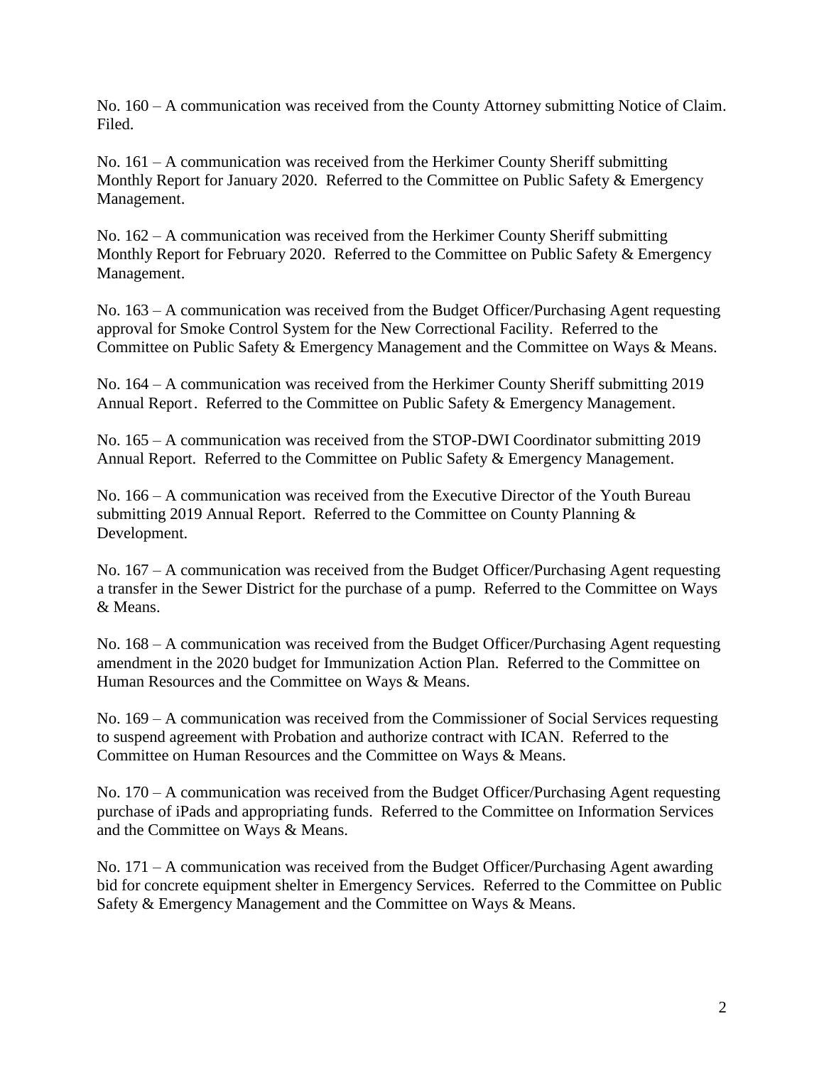No. 160 – A communication was received from the County Attorney submitting Notice of Claim. Filed.

No. 161 – A communication was received from the Herkimer County Sheriff submitting Monthly Report for January 2020. Referred to the Committee on Public Safety & Emergency Management.

No. 162 – A communication was received from the Herkimer County Sheriff submitting Monthly Report for February 2020. Referred to the Committee on Public Safety & Emergency Management.

No. 163 – A communication was received from the Budget Officer/Purchasing Agent requesting approval for Smoke Control System for the New Correctional Facility. Referred to the Committee on Public Safety & Emergency Management and the Committee on Ways & Means.

No. 164 – A communication was received from the Herkimer County Sheriff submitting 2019 Annual Report. Referred to the Committee on Public Safety & Emergency Management.

No. 165 – A communication was received from the STOP-DWI Coordinator submitting 2019 Annual Report. Referred to the Committee on Public Safety & Emergency Management.

No. 166 – A communication was received from the Executive Director of the Youth Bureau submitting 2019 Annual Report. Referred to the Committee on County Planning & Development.

No. 167 – A communication was received from the Budget Officer/Purchasing Agent requesting a transfer in the Sewer District for the purchase of a pump. Referred to the Committee on Ways & Means.

No. 168 – A communication was received from the Budget Officer/Purchasing Agent requesting amendment in the 2020 budget for Immunization Action Plan. Referred to the Committee on Human Resources and the Committee on Ways & Means.

No. 169 – A communication was received from the Commissioner of Social Services requesting to suspend agreement with Probation and authorize contract with ICAN. Referred to the Committee on Human Resources and the Committee on Ways & Means.

No. 170 – A communication was received from the Budget Officer/Purchasing Agent requesting purchase of iPads and appropriating funds. Referred to the Committee on Information Services and the Committee on Ways & Means.

No. 171 – A communication was received from the Budget Officer/Purchasing Agent awarding bid for concrete equipment shelter in Emergency Services. Referred to the Committee on Public Safety & Emergency Management and the Committee on Ways & Means.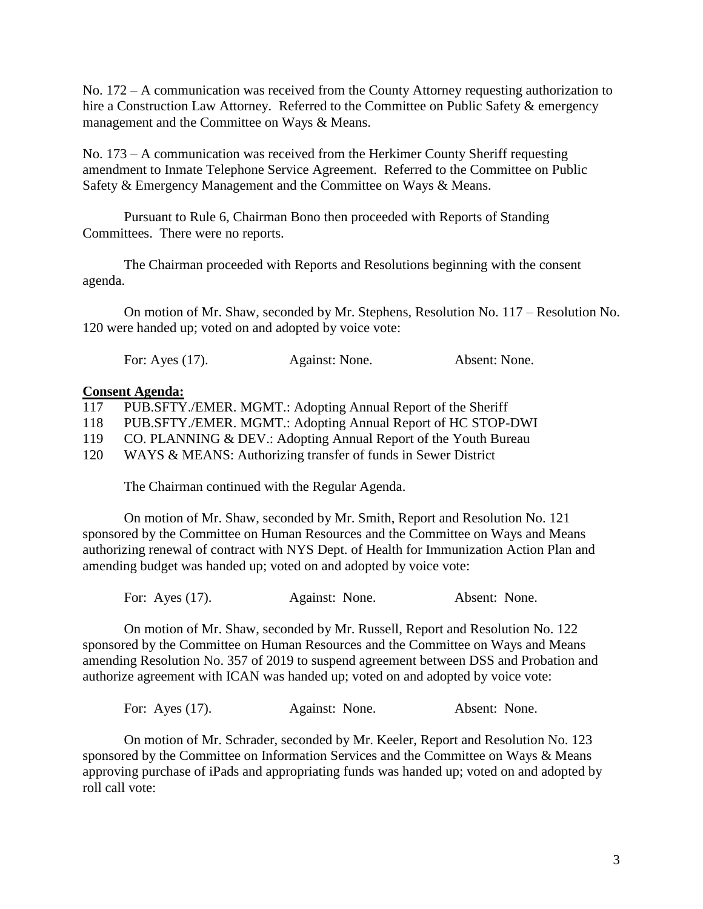No. 172 – A communication was received from the County Attorney requesting authorization to hire a Construction Law Attorney. Referred to the Committee on Public Safety & emergency management and the Committee on Ways & Means.

No. 173 – A communication was received from the Herkimer County Sheriff requesting amendment to Inmate Telephone Service Agreement. Referred to the Committee on Public Safety & Emergency Management and the Committee on Ways & Means.

Pursuant to Rule 6, Chairman Bono then proceeded with Reports of Standing Committees. There were no reports.

The Chairman proceeded with Reports and Resolutions beginning with the consent agenda.

On motion of Mr. Shaw, seconded by Mr. Stephens, Resolution No. 117 – Resolution No. 120 were handed up; voted on and adopted by voice vote:

For: Ayes (17). Against: None. Absent: None.

**Consent Agenda:**

117 PUB.SFTY./EMER. MGMT.: Adopting Annual Report of the Sheriff
118 PUB.SFTY./EMER. MGMT.: Adopting Annual Report of HC STOP-DWI
119 CO. PLANNING & DEV.: Adopting Annual Report of the Youth Bureau
120 WAYS & MEANS: Authorizing transfer of funds in Sewer District

The Chairman continued with the Regular Agenda.

On motion of Mr. Shaw, seconded by Mr. Smith, Report and Resolution No. 121 sponsored by the Committee on Human Resources and the Committee on Ways and Means authorizing renewal of contract with NYS Dept. of Health for Immunization Action Plan and amending budget was handed up; voted on and adopted by voice vote:

For: Ayes (17). Against: None. Absent: None.

On motion of Mr. Shaw, seconded by Mr. Russell, Report and Resolution No. 122 sponsored by the Committee on Human Resources and the Committee on Ways and Means amending Resolution No. 357 of 2019 to suspend agreement between DSS and Probation and authorize agreement with ICAN was handed up; voted on and adopted by voice vote:

For: Ayes (17). Against: None. Absent: None.

On motion of Mr. Schrader, seconded by Mr. Keeler, Report and Resolution No. 123 sponsored by the Committee on Information Services and the Committee on Ways & Means approving purchase of iPads and appropriating funds was handed up; voted on and adopted by roll call vote: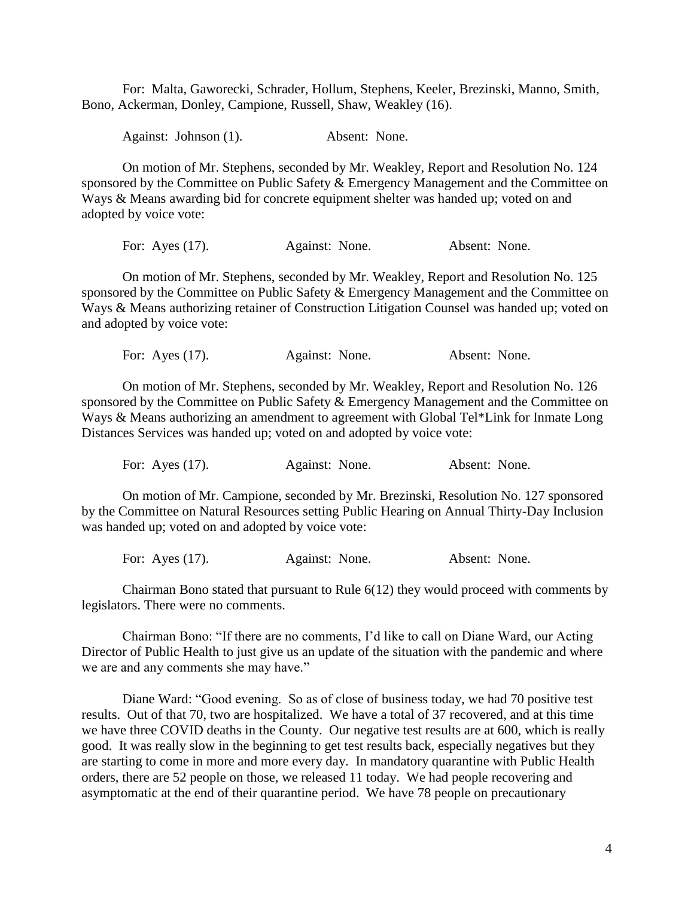For: Malta, Gaworecki, Schrader, Hollum, Stephens, Keeler, Brezinski, Manno, Smith, Bono, Ackerman, Donley, Campione, Russell, Shaw, Weakley (16).

Against: Johnson (1). Absent: None.

On motion of Mr. Stephens, seconded by Mr. Weakley, Report and Resolution No. 124 sponsored by the Committee on Public Safety & Emergency Management and the Committee on Ways & Means awarding bid for concrete equipment shelter was handed up; voted on and adopted by voice vote:

For: Ayes (17). Against: None. Absent: None.

On motion of Mr. Stephens, seconded by Mr. Weakley, Report and Resolution No. 125 sponsored by the Committee on Public Safety & Emergency Management and the Committee on Ways & Means authorizing retainer of Construction Litigation Counsel was handed up; voted on and adopted by voice vote:

For: Ayes (17). Against: None. Absent: None.

On motion of Mr. Stephens, seconded by Mr. Weakley, Report and Resolution No. 126 sponsored by the Committee on Public Safety & Emergency Management and the Committee on Ways & Means authorizing an amendment to agreement with Global Tel*Link for Inmate Long Distances Services was handed up; voted on and adopted by voice vote:

For: Ayes (17). Against: None. Absent: None.

On motion of Mr. Campione, seconded by Mr. Brezinski, Resolution No. 127 sponsored by the Committee on Natural Resources setting Public Hearing on Annual Thirty-Day Inclusion was handed up; voted on and adopted by voice vote:

For: Ayes (17). Against: None. Absent: None.

Chairman Bono stated that pursuant to Rule 6(12) they would proceed with comments by legislators. There were no comments.

Chairman Bono: "If there are no comments, I'd like to call on Diane Ward, our Acting Director of Public Health to just give us an update of the situation with the pandemic and where we are and any comments she may have."

Diane Ward: "Good evening. So as of close of business today, we had 70 positive test results. Out of that 70, two are hospitalized. We have a total of 37 recovered, and at this time we have three COVID deaths in the County. Our negative test results are at 600, which is really good. It was really slow in the beginning to get test results back, especially negatives but they are starting to come in more and more every day. In mandatory quarantine with Public Health orders, there are 52 people on those, we released 11 today. We had people recovering and asymptomatic at the end of their quarantine period. We have 78 people on precautionary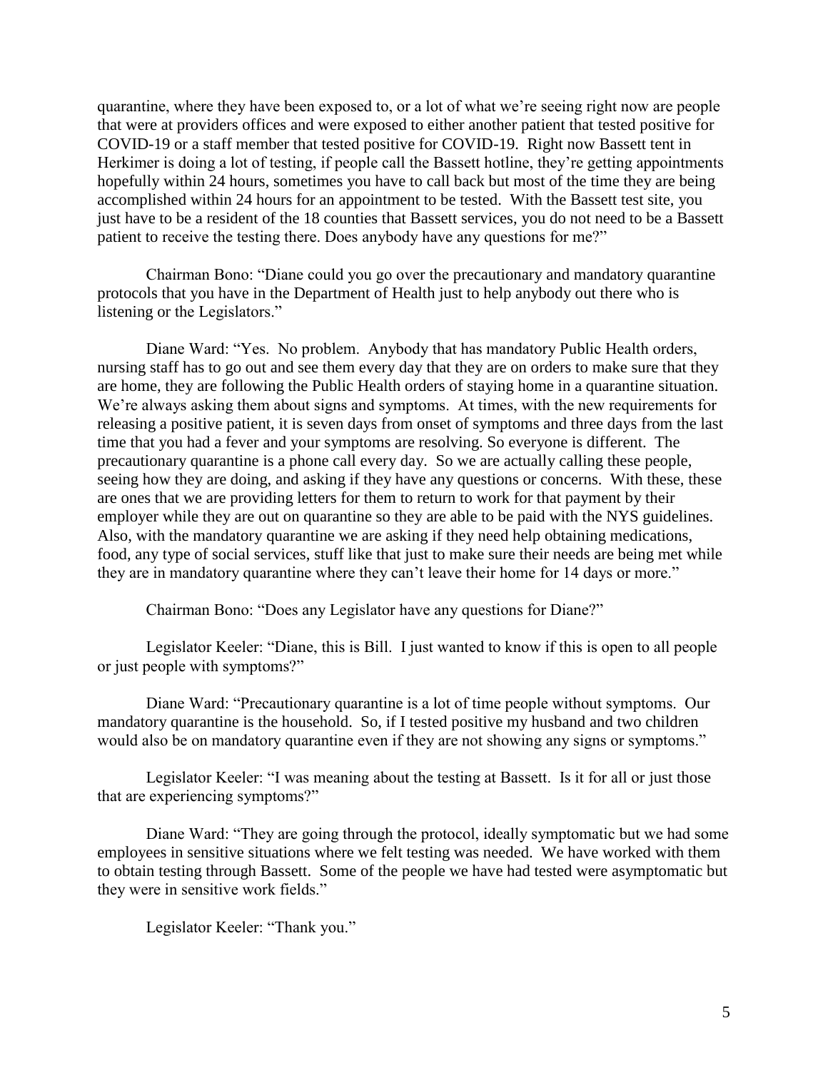quarantine, where they have been exposed to, or a lot of what we're seeing right now are people that were at providers offices and were exposed to either another patient that tested positive for COVID-19 or a staff member that tested positive for COVID-19. Right now Bassett tent in Herkimer is doing a lot of testing, if people call the Bassett hotline, they're getting appointments hopefully within 24 hours, sometimes you have to call back but most of the time they are being accomplished within 24 hours for an appointment to be tested. With the Bassett test site, you just have to be a resident of the 18 counties that Bassett services, you do not need to be a Bassett patient to receive the testing there. Does anybody have any questions for me?"

Chairman Bono: "Diane could you go over the precautionary and mandatory quarantine protocols that you have in the Department of Health just to help anybody out there who is listening or the Legislators."

Diane Ward: "Yes. No problem. Anybody that has mandatory Public Health orders, nursing staff has to go out and see them every day that they are on orders to make sure that they are home, they are following the Public Health orders of staying home in a quarantine situation. We're always asking them about signs and symptoms. At times, with the new requirements for releasing a positive patient, it is seven days from onset of symptoms and three days from the last time that you had a fever and your symptoms are resolving. So everyone is different. The precautionary quarantine is a phone call every day. So we are actually calling these people, seeing how they are doing, and asking if they have any questions or concerns. With these, these are ones that we are providing letters for them to return to work for that payment by their employer while they are out on quarantine so they are able to be paid with the NYS guidelines. Also, with the mandatory quarantine we are asking if they need help obtaining medications, food, any type of social services, stuff like that just to make sure their needs are being met while they are in mandatory quarantine where they can't leave their home for 14 days or more."

Chairman Bono: "Does any Legislator have any questions for Diane?"

Legislator Keeler: "Diane, this is Bill. I just wanted to know if this is open to all people or just people with symptoms?"

Diane Ward: "Precautionary quarantine is a lot of time people without symptoms. Our mandatory quarantine is the household. So, if I tested positive my husband and two children would also be on mandatory quarantine even if they are not showing any signs or symptoms."

Legislator Keeler: "I was meaning about the testing at Bassett. Is it for all or just those that are experiencing symptoms?"

Diane Ward: "They are going through the protocol, ideally symptomatic but we had some employees in sensitive situations where we felt testing was needed. We have worked with them to obtain testing through Bassett. Some of the people we have had tested were asymptomatic but they were in sensitive work fields."

Legislator Keeler: "Thank you."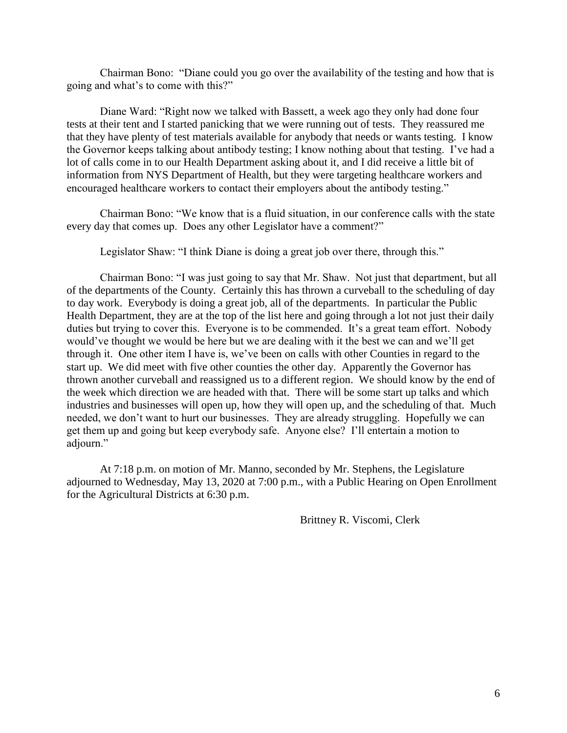Chairman Bono: "Diane could you go over the availability of the testing and how that is going and what's to come with this?"

Diane Ward: "Right now we talked with Bassett, a week ago they only had done four tests at their tent and I started panicking that we were running out of tests. They reassured me that they have plenty of test materials available for anybody that needs or wants testing. I know the Governor keeps talking about antibody testing; I know nothing about that testing. I've had a lot of calls come in to our Health Department asking about it, and I did receive a little bit of information from NYS Department of Health, but they were targeting healthcare workers and encouraged healthcare workers to contact their employers about the antibody testing."

Chairman Bono: "We know that is a fluid situation, in our conference calls with the state every day that comes up. Does any other Legislator have a comment?"

Legislator Shaw: "I think Diane is doing a great job over there, through this."

Chairman Bono: "I was just going to say that Mr. Shaw. Not just that department, but all of the departments of the County. Certainly this has thrown a curveball to the scheduling of day to day work. Everybody is doing a great job, all of the departments. In particular the Public Health Department, they are at the top of the list here and going through a lot not just their daily duties but trying to cover this. Everyone is to be commended. It's a great team effort. Nobody would've thought we would be here but we are dealing with it the best we can and we'll get through it. One other item I have is, we've been on calls with other Counties in regard to the start up. We did meet with five other counties the other day. Apparently the Governor has thrown another curveball and reassigned us to a different region. We should know by the end of the week which direction we are headed with that. There will be some start up talks and which industries and businesses will open up, how they will open up, and the scheduling of that. Much needed, we don't want to hurt our businesses. They are already struggling. Hopefully we can get them up and going but keep everybody safe. Anyone else? I'll entertain a motion to adjourn."

At 7:18 p.m. on motion of Mr. Manno, seconded by Mr. Stephens, the Legislature adjourned to Wednesday, May 13, 2020 at 7:00 p.m., with a Public Hearing on Open Enrollment for the Agricultural Districts at 6:30 p.m.

Brittney R. Viscomi, Clerk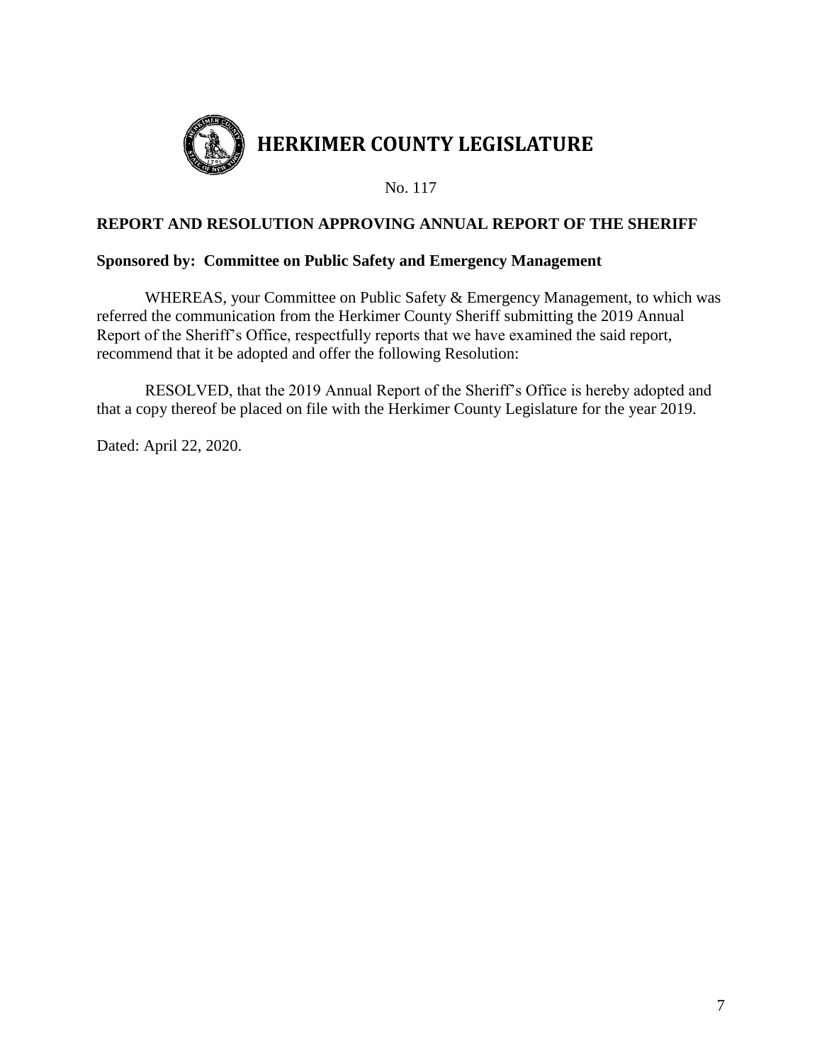# HERKIMER COUNTY LEGISLATURE

No. 117

**REPORT AND RESOLUTION APPROVING ANNUAL REPORT OF THE SHERIFF**

**Sponsored by: Committee on Public Safety and Emergency Management**

WHEREAS, your Committee on Public Safety & Emergency Management, to which was referred the communication from the Herkimer County Sheriff submitting the 2019 Annual Report of the Sheriff's Office, respectfully reports that we have examined the said report, recommend that it be adopted and offer the following Resolution:

RESOLVED, that the 2019 Annual Report of the Sheriff's Office is hereby adopted and that a copy thereof be placed on file with the Herkimer County Legislature for the year 2019.

Dated: April 22, 2020.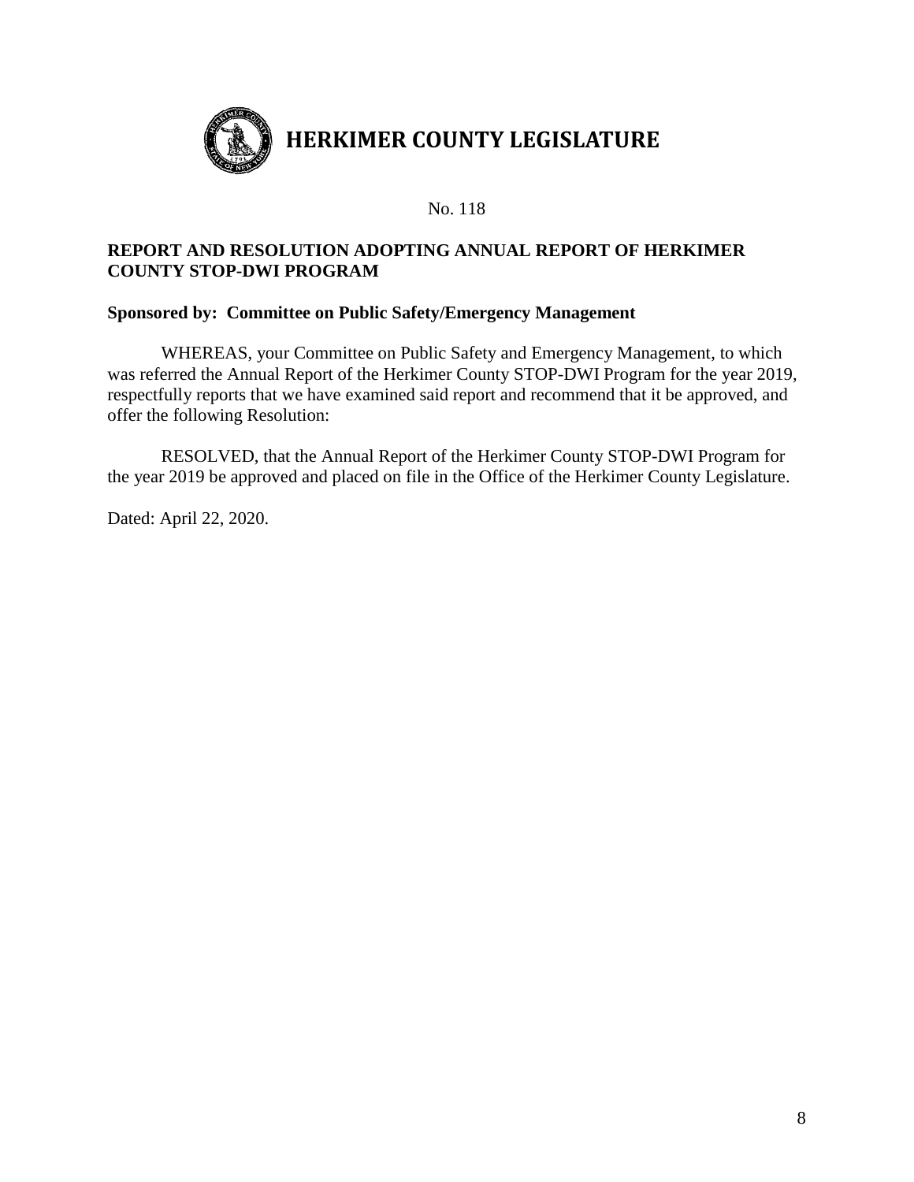# HERKIMER COUNTY LEGISLATURE

No. 118

**REPORT AND RESOLUTION ADOPTING ANNUAL REPORT OF HERKIMER COUNTY STOP-DWI PROGRAM**

**Sponsored by: Committee on Public Safety/Emergency Management**

WHEREAS, your Committee on Public Safety and Emergency Management, to which was referred the Annual Report of the Herkimer County STOP-DWI Program for the year 2019, respectfully reports that we have examined said report and recommend that it be approved, and offer the following Resolution:

RESOLVED, that the Annual Report of the Herkimer County STOP-DWI Program for the year 2019 be approved and placed on file in the Office of the Herkimer County Legislature.

Dated: April 22, 2020.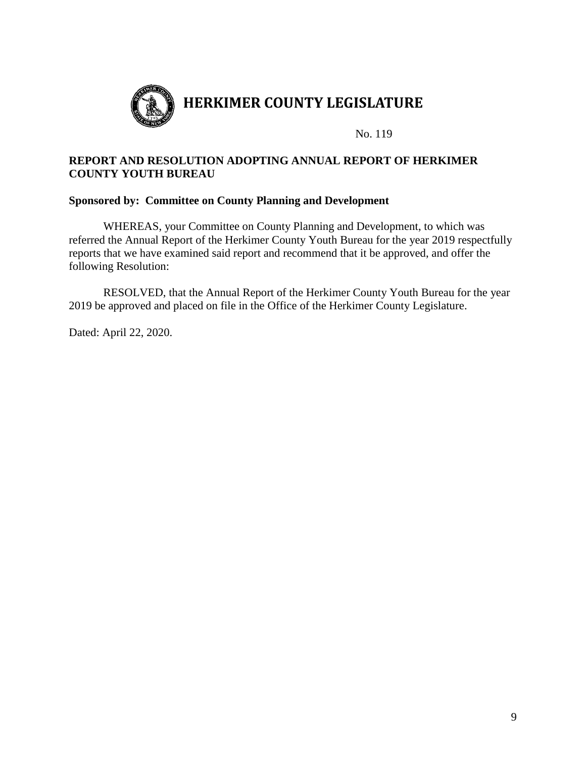# HERKIMER COUNTY LEGISLATURE

No. 119

**REPORT AND RESOLUTION ADOPTING ANNUAL REPORT OF HERKIMER COUNTY YOUTH BUREAU**

**Sponsored by: Committee on County Planning and Development**

WHEREAS, your Committee on County Planning and Development, to which was referred the Annual Report of the Herkimer County Youth Bureau for the year 2019 respectfully reports that we have examined said report and recommend that it be approved, and offer the following Resolution:

RESOLVED, that the Annual Report of the Herkimer County Youth Bureau for the year 2019 be approved and placed on file in the Office of the Herkimer County Legislature.

Dated: April 22, 2020.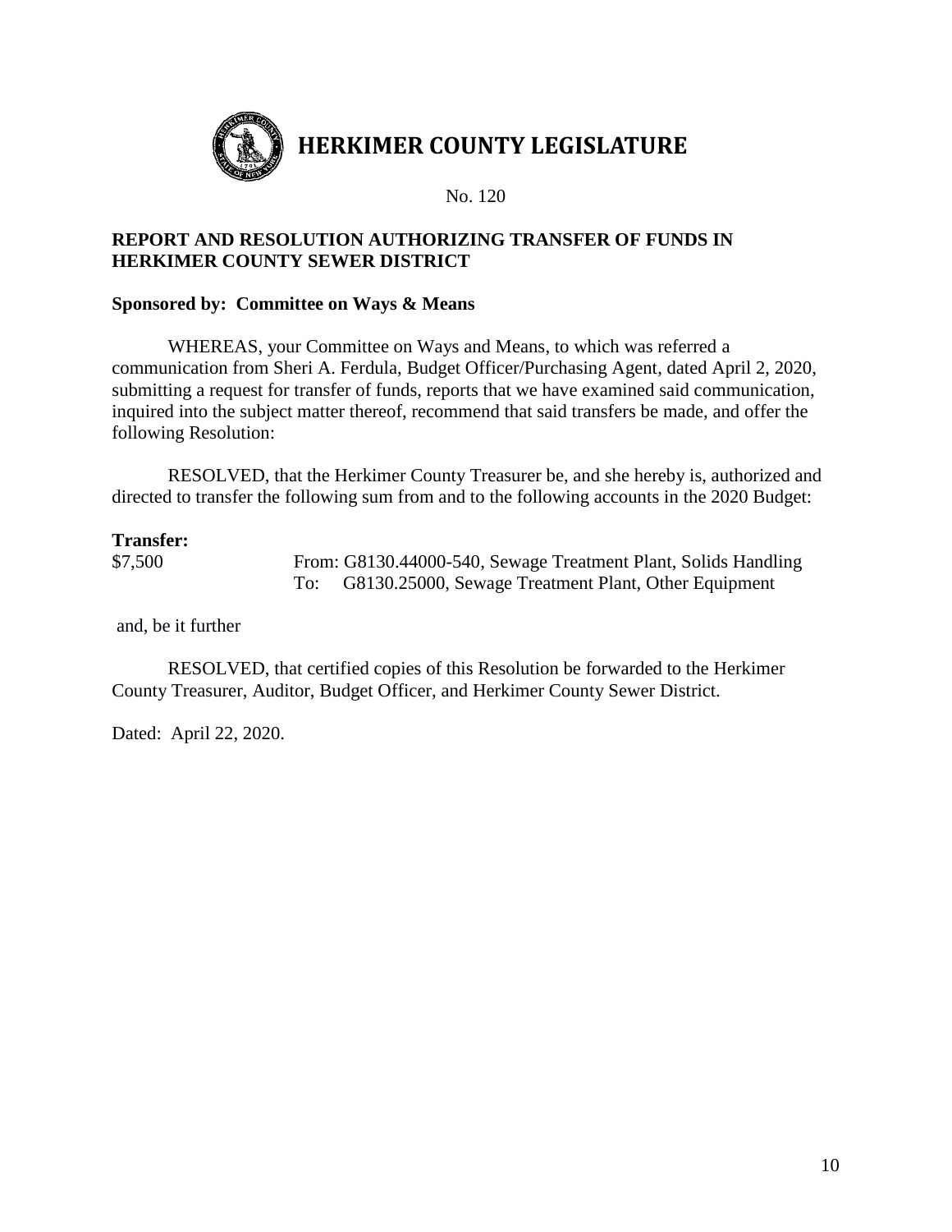# HERKIMER COUNTY LEGISLATURE

No. 120

**REPORT AND RESOLUTION AUTHORIZING TRANSFER OF FUNDS IN HERKIMER COUNTY SEWER DISTRICT**

**Sponsored by: Committee on Ways & Means**

WHEREAS, your Committee on Ways and Means, to which was referred a communication from Sheri A. Ferdula, Budget Officer/Purchasing Agent, dated April 2, 2020, submitting a request for transfer of funds, reports that we have examined said communication, inquired into the subject matter thereof, recommend that said transfers be made, and offer the following Resolution:

RESOLVED, that the Herkimer County Treasurer be, and she hereby is, authorized and directed to transfer the following sum from and to the following accounts in the 2020 Budget:

**Transfer:**

$7,500 From: G8130.44000-540, Sewage Treatment Plant, Solids Handling
To: G8130.25000, Sewage Treatment Plant, Other Equipment

and, be it further

RESOLVED, that certified copies of this Resolution be forwarded to the Herkimer County Treasurer, Auditor, Budget Officer, and Herkimer County Sewer District.

Dated: April 22, 2020.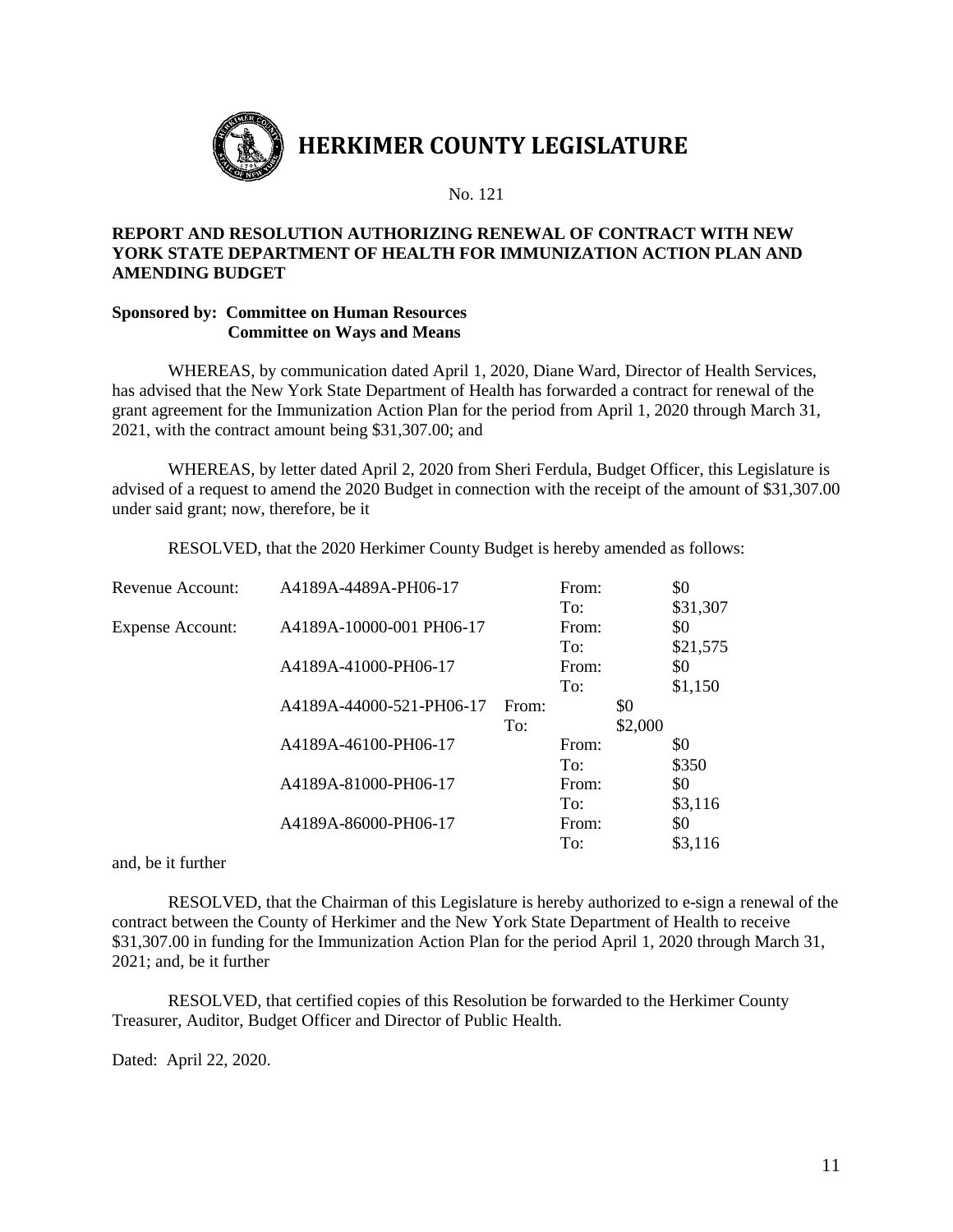# HERKIMER COUNTY LEGISLATURE

No. 121

**REPORT AND RESOLUTION AUTHORIZING RENEWAL OF CONTRACT WITH NEW YORK STATE DEPARTMENT OF HEALTH FOR IMMUNIZATION ACTION PLAN AND AMENDING BUDGET**

**Sponsored by: Committee on Human Resources**
**Committee on Ways and Means**

WHEREAS, by communication dated April 1, 2020, Diane Ward, Director of Health Services, has advised that the New York State Department of Health has forwarded a contract for renewal of the grant agreement for the Immunization Action Plan for the period from April 1, 2020 through March 31, 2021, with the contract amount being $31,307.00; and

WHEREAS, by letter dated April 2, 2020 from Sheri Ferdula, Budget Officer, this Legislature is advised of a request to amend the 2020 Budget in connection with the receipt of the amount of $31,307.00 under said grant; now, therefore, be it

RESOLVED, that the 2020 Herkimer County Budget is hereby amended as follows:

| | | | |
|---|---|---|---|
| Revenue Account: | A4189A-4489A-PH06-17 | From: | $0 |
| | | To: | $31,307 |
| Expense Account: | A4189A-10000-001 PH06-17 | From: | $0 |
| | | To: | $21,575 |
| | A4189A-41000-PH06-17 | From: | $0 |
| | | To: | $1,150 |
| | A4189A-44000-521-PH06-17 | From: | $0 |
| | | To: | $2,000 |
| | A4189A-46100-PH06-17 | From: | $0 |
| | | To: | $350 |
| | A4189A-81000-PH06-17 | From: | $0 |
| | | To: | $3,116 |
| | A4189A-86000-PH06-17 | From: | $0 |
| | | To: | $3,116 |

and, be it further

RESOLVED, that the Chairman of this Legislature is hereby authorized to e-sign a renewal of the contract between the County of Herkimer and the New York State Department of Health to receive $31,307.00 in funding for the Immunization Action Plan for the period April 1, 2020 through March 31, 2021; and, be it further

RESOLVED, that certified copies of this Resolution be forwarded to the Herkimer County Treasurer, Auditor, Budget Officer and Director of Public Health.

Dated: April 22, 2020.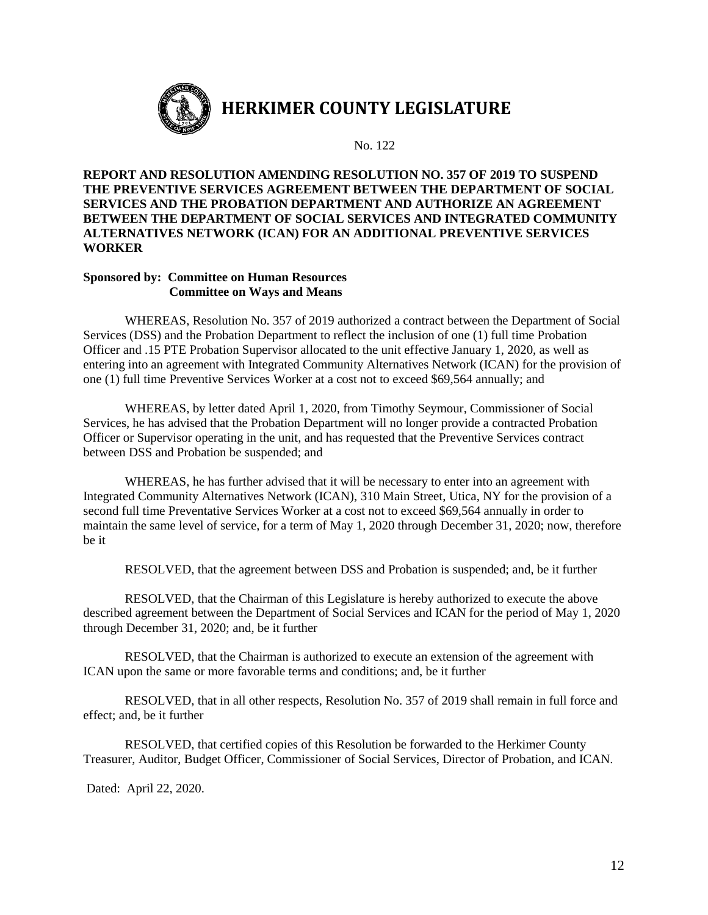# HERKIMER COUNTY LEGISLATURE

No. 122

**REPORT AND RESOLUTION AMENDING RESOLUTION NO. 357 OF 2019 TO SUSPEND THE PREVENTIVE SERVICES AGREEMENT BETWEEN THE DEPARTMENT OF SOCIAL SERVICES AND THE PROBATION DEPARTMENT AND AUTHORIZE AN AGREEMENT BETWEEN THE DEPARTMENT OF SOCIAL SERVICES AND INTEGRATED COMMUNITY ALTERNATIVES NETWORK (ICAN) FOR AN ADDITIONAL PREVENTIVE SERVICES WORKER**

**Sponsored by: Committee on Human Resources**
**Committee on Ways and Means**

WHEREAS, Resolution No. 357 of 2019 authorized a contract between the Department of Social Services (DSS) and the Probation Department to reflect the inclusion of one (1) full time Probation Officer and .15 PTE Probation Supervisor allocated to the unit effective January 1, 2020, as well as entering into an agreement with Integrated Community Alternatives Network (ICAN) for the provision of one (1) full time Preventive Services Worker at a cost not to exceed $69,564 annually; and

WHEREAS, by letter dated April 1, 2020, from Timothy Seymour, Commissioner of Social Services, he has advised that the Probation Department will no longer provide a contracted Probation Officer or Supervisor operating in the unit, and has requested that the Preventive Services contract between DSS and Probation be suspended; and

WHEREAS, he has further advised that it will be necessary to enter into an agreement with Integrated Community Alternatives Network (ICAN), 310 Main Street, Utica, NY for the provision of a second full time Preventative Services Worker at a cost not to exceed $69,564 annually in order to maintain the same level of service, for a term of May 1, 2020 through December 31, 2020; now, therefore be it

RESOLVED, that the agreement between DSS and Probation is suspended; and, be it further

RESOLVED, that the Chairman of this Legislature is hereby authorized to execute the above described agreement between the Department of Social Services and ICAN for the period of May 1, 2020 through December 31, 2020; and, be it further

RESOLVED, that the Chairman is authorized to execute an extension of the agreement with ICAN upon the same or more favorable terms and conditions; and, be it further

RESOLVED, that in all other respects, Resolution No. 357 of 2019 shall remain in full force and effect; and, be it further

RESOLVED, that certified copies of this Resolution be forwarded to the Herkimer County Treasurer, Auditor, Budget Officer, Commissioner of Social Services, Director of Probation, and ICAN.

Dated: April 22, 2020.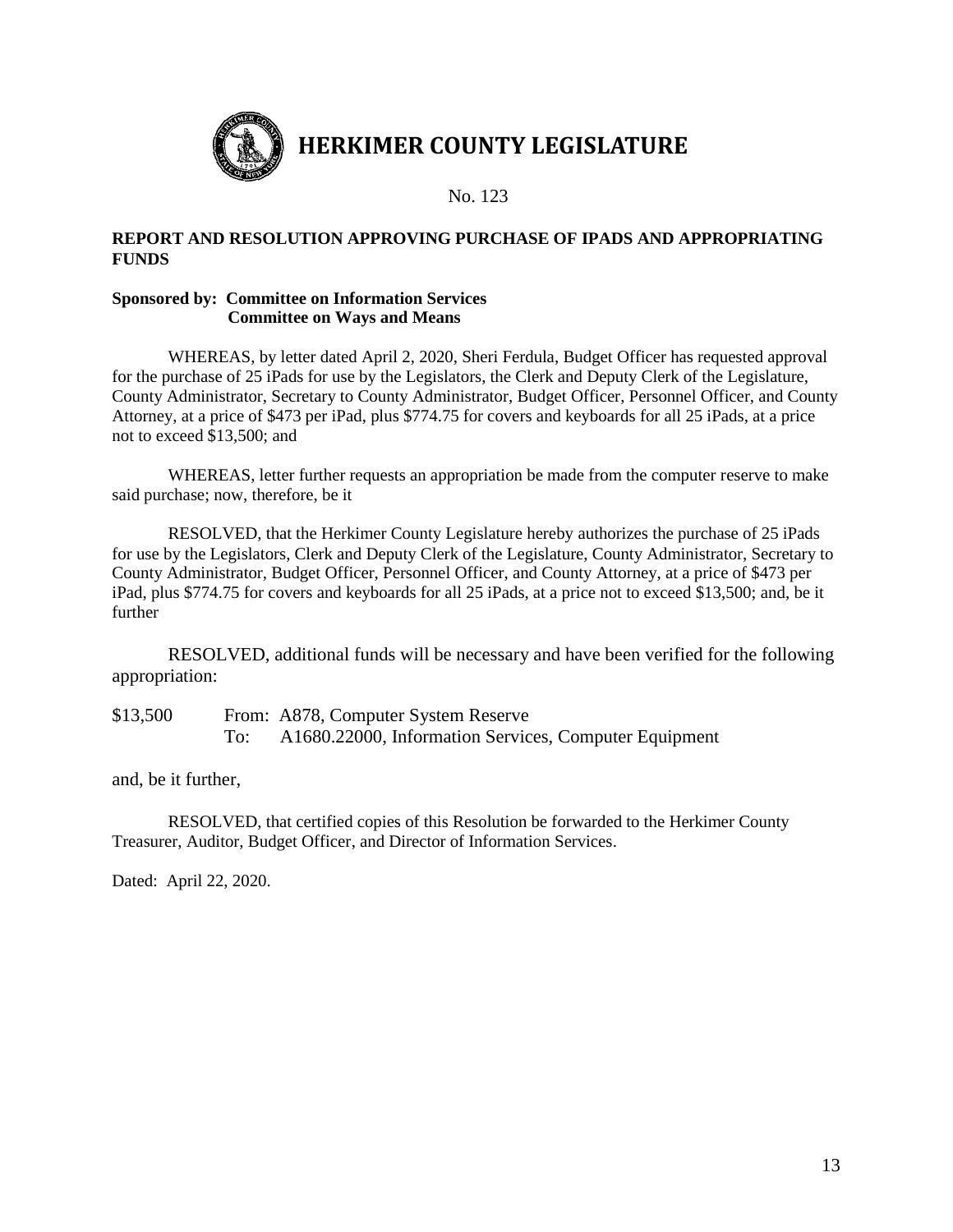# HERKIMER COUNTY LEGISLATURE

No. 123

**REPORT AND RESOLUTION APPROVING PURCHASE OF IPADS AND APPROPRIATING FUNDS**

**Sponsored by: Committee on Information Services**
**Committee on Ways and Means**

WHEREAS, by letter dated April 2, 2020, Sheri Ferdula, Budget Officer has requested approval for the purchase of 25 iPads for use by the Legislators, the Clerk and Deputy Clerk of the Legislature, County Administrator, Secretary to County Administrator, Budget Officer, Personnel Officer, and County Attorney, at a price of $473 per iPad, plus $774.75 for covers and keyboards for all 25 iPads, at a price not to exceed $13,500; and

WHEREAS, letter further requests an appropriation be made from the computer reserve to make said purchase; now, therefore, be it

RESOLVED, that the Herkimer County Legislature hereby authorizes the purchase of 25 iPads for use by the Legislators, Clerk and Deputy Clerk of the Legislature, County Administrator, Secretary to County Administrator, Budget Officer, Personnel Officer, and County Attorney, at a price of $473 per iPad, plus $774.75 for covers and keyboards for all 25 iPads, at a price not to exceed $13,500; and, be it further

RESOLVED, additional funds will be necessary and have been verified for the following appropriation:

$13,500 From: A878, Computer System Reserve
To: A1680.22000, Information Services, Computer Equipment

and, be it further,

RESOLVED, that certified copies of this Resolution be forwarded to the Herkimer County Treasurer, Auditor, Budget Officer, and Director of Information Services.

Dated: April 22, 2020.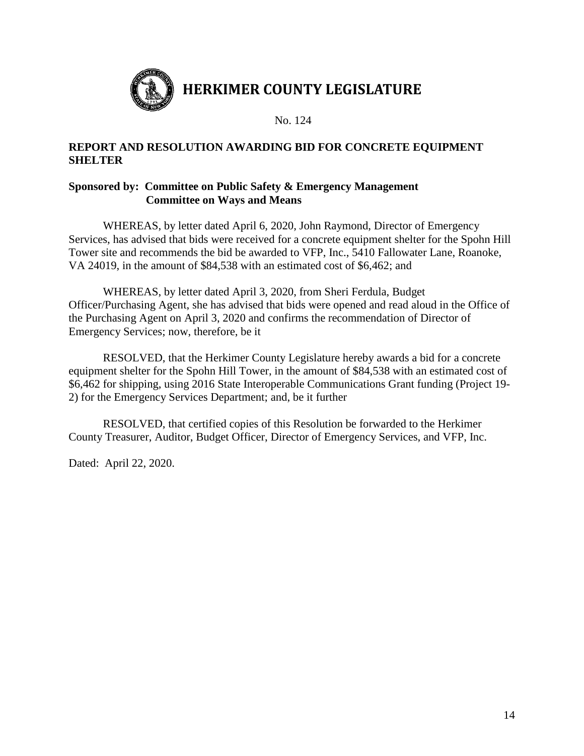# HERKIMER COUNTY LEGISLATURE

No. 124

**REPORT AND RESOLUTION AWARDING BID FOR CONCRETE EQUIPMENT SHELTER**

**Sponsored by: Committee on Public Safety & Emergency Management**
**Committee on Ways and Means**

WHEREAS, by letter dated April 6, 2020, John Raymond, Director of Emergency Services, has advised that bids were received for a concrete equipment shelter for the Spohn Hill Tower site and recommends the bid be awarded to VFP, Inc., 5410 Fallowater Lane, Roanoke, VA 24019, in the amount of $84,538 with an estimated cost of $6,462; and

WHEREAS, by letter dated April 3, 2020, from Sheri Ferdula, Budget Officer/Purchasing Agent, she has advised that bids were opened and read aloud in the Office of the Purchasing Agent on April 3, 2020 and confirms the recommendation of Director of Emergency Services; now, therefore, be it

RESOLVED, that the Herkimer County Legislature hereby awards a bid for a concrete equipment shelter for the Spohn Hill Tower, in the amount of $84,538 with an estimated cost of $6,462 for shipping, using 2016 State Interoperable Communications Grant funding (Project 19-2) for the Emergency Services Department; and, be it further

RESOLVED, that certified copies of this Resolution be forwarded to the Herkimer County Treasurer, Auditor, Budget Officer, Director of Emergency Services, and VFP, Inc.

Dated: April 22, 2020.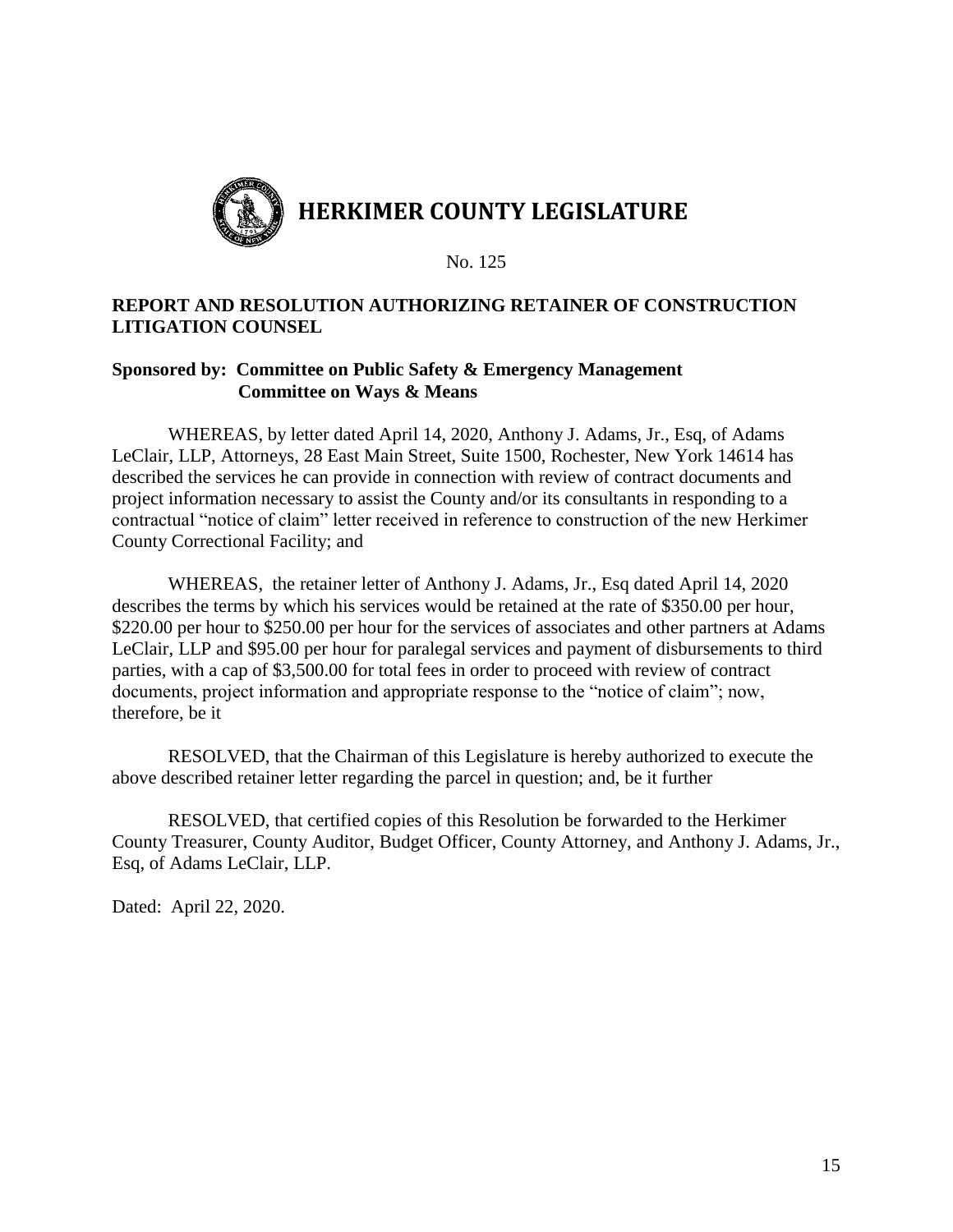# HERKIMER COUNTY LEGISLATURE

No. 125

**REPORT AND RESOLUTION AUTHORIZING RETAINER OF CONSTRUCTION LITIGATION COUNSEL**

**Sponsored by: Committee on Public Safety & Emergency Management**
**Committee on Ways & Means**

WHEREAS, by letter dated April 14, 2020, Anthony J. Adams, Jr., Esq, of Adams LeClair, LLP, Attorneys, 28 East Main Street, Suite 1500, Rochester, New York 14614 has described the services he can provide in connection with review of contract documents and project information necessary to assist the County and/or its consultants in responding to a contractual "notice of claim" letter received in reference to construction of the new Herkimer County Correctional Facility; and

WHEREAS, the retainer letter of Anthony J. Adams, Jr., Esq dated April 14, 2020 describes the terms by which his services would be retained at the rate of $350.00 per hour, $220.00 per hour to $250.00 per hour for the services of associates and other partners at Adams LeClair, LLP and $95.00 per hour for paralegal services and payment of disbursements to third parties, with a cap of $3,500.00 for total fees in order to proceed with review of contract documents, project information and appropriate response to the "notice of claim"; now, therefore, be it

RESOLVED, that the Chairman of this Legislature is hereby authorized to execute the above described retainer letter regarding the parcel in question; and, be it further

RESOLVED, that certified copies of this Resolution be forwarded to the Herkimer County Treasurer, County Auditor, Budget Officer, County Attorney, and Anthony J. Adams, Jr., Esq, of Adams LeClair, LLP.

Dated: April 22, 2020.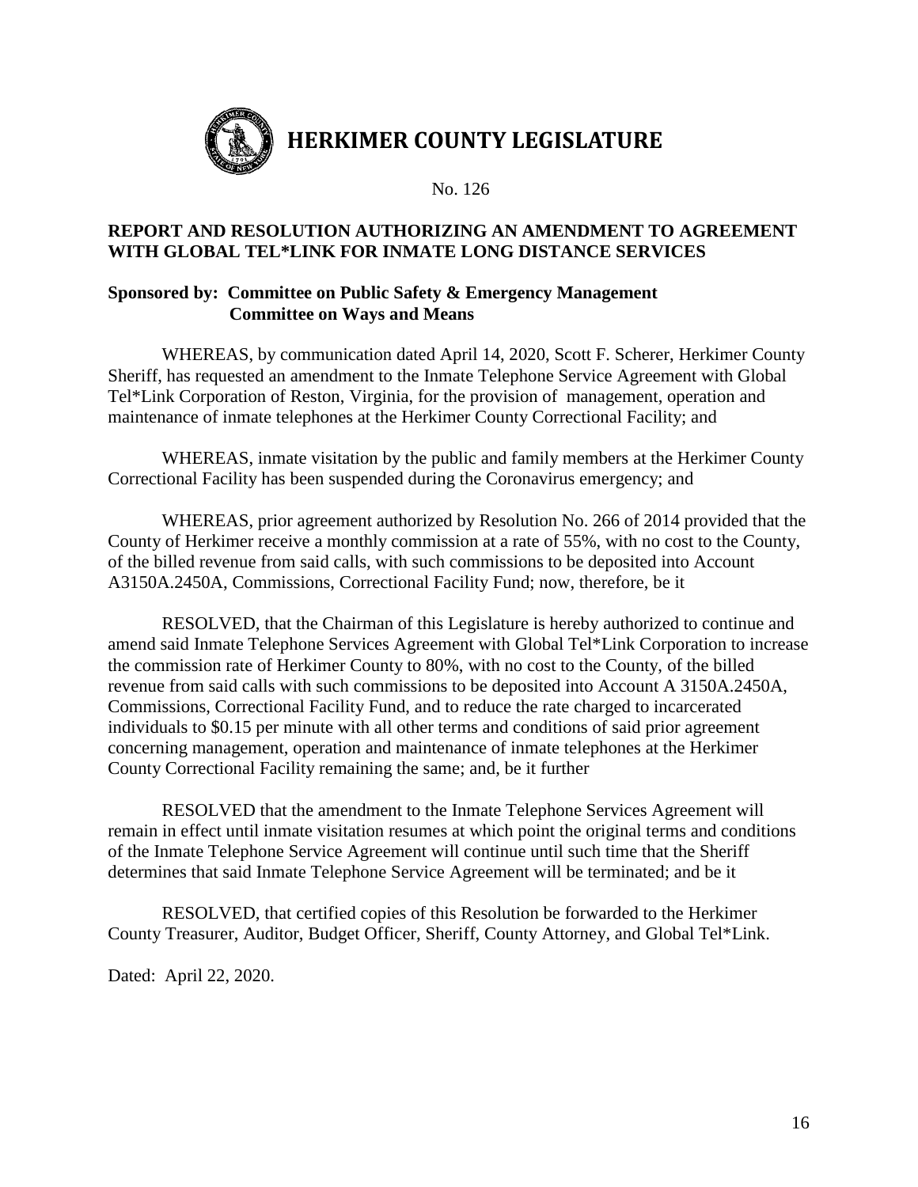# HERKIMER COUNTY LEGISLATURE

No. 126

**REPORT AND RESOLUTION AUTHORIZING AN AMENDMENT TO AGREEMENT WITH GLOBAL TEL*LINK FOR INMATE LONG DISTANCE SERVICES**

**Sponsored by: Committee on Public Safety & Emergency Management**
**Committee on Ways and Means**

WHEREAS, by communication dated April 14, 2020, Scott F. Scherer, Herkimer County Sheriff, has requested an amendment to the Inmate Telephone Service Agreement with Global Tel*Link Corporation of Reston, Virginia, for the provision of management, operation and maintenance of inmate telephones at the Herkimer County Correctional Facility; and

WHEREAS, inmate visitation by the public and family members at the Herkimer County Correctional Facility has been suspended during the Coronavirus emergency; and

WHEREAS, prior agreement authorized by Resolution No. 266 of 2014 provided that the County of Herkimer receive a monthly commission at a rate of 55%, with no cost to the County, of the billed revenue from said calls, with such commissions to be deposited into Account A3150A.2450A, Commissions, Correctional Facility Fund; now, therefore, be it

RESOLVED, that the Chairman of this Legislature is hereby authorized to continue and amend said Inmate Telephone Services Agreement with Global Tel*Link Corporation to increase the commission rate of Herkimer County to 80%, with no cost to the County, of the billed revenue from said calls with such commissions to be deposited into Account A 3150A.2450A, Commissions, Correctional Facility Fund, and to reduce the rate charged to incarcerated individuals to $0.15 per minute with all other terms and conditions of said prior agreement concerning management, operation and maintenance of inmate telephones at the Herkimer County Correctional Facility remaining the same; and, be it further

RESOLVED that the amendment to the Inmate Telephone Services Agreement will remain in effect until inmate visitation resumes at which point the original terms and conditions of the Inmate Telephone Service Agreement will continue until such time that the Sheriff determines that said Inmate Telephone Service Agreement will be terminated; and be it

RESOLVED, that certified copies of this Resolution be forwarded to the Herkimer County Treasurer, Auditor, Budget Officer, Sheriff, County Attorney, and Global Tel*Link.

Dated: April 22, 2020.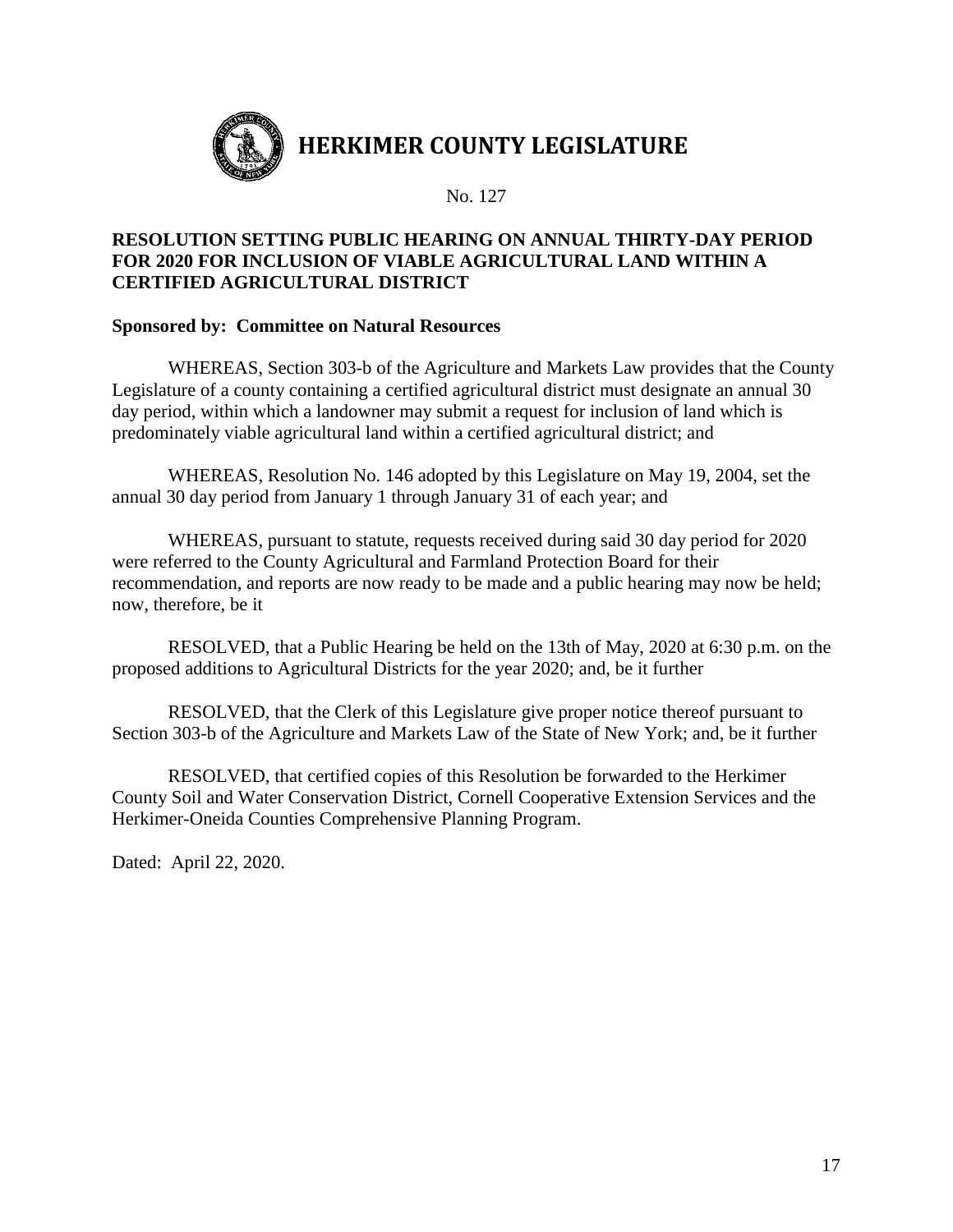# HERKIMER COUNTY LEGISLATURE

No. 127

**RESOLUTION SETTING PUBLIC HEARING ON ANNUAL THIRTY-DAY PERIOD FOR 2020 FOR INCLUSION OF VIABLE AGRICULTURAL LAND WITHIN A CERTIFIED AGRICULTURAL DISTRICT**

**Sponsored by: Committee on Natural Resources**

WHEREAS, Section 303-b of the Agriculture and Markets Law provides that the County Legislature of a county containing a certified agricultural district must designate an annual 30 day period, within which a landowner may submit a request for inclusion of land which is predominately viable agricultural land within a certified agricultural district; and

WHEREAS, Resolution No. 146 adopted by this Legislature on May 19, 2004, set the annual 30 day period from January 1 through January 31 of each year; and

WHEREAS, pursuant to statute, requests received during said 30 day period for 2020 were referred to the County Agricultural and Farmland Protection Board for their recommendation, and reports are now ready to be made and a public hearing may now be held; now, therefore, be it

RESOLVED, that a Public Hearing be held on the 13th of May, 2020 at 6:30 p.m. on the proposed additions to Agricultural Districts for the year 2020; and, be it further

RESOLVED, that the Clerk of this Legislature give proper notice thereof pursuant to Section 303-b of the Agriculture and Markets Law of the State of New York; and, be it further

RESOLVED, that certified copies of this Resolution be forwarded to the Herkimer County Soil and Water Conservation District, Cornell Cooperative Extension Services and the Herkimer-Oneida Counties Comprehensive Planning Program.

Dated: April 22, 2020.